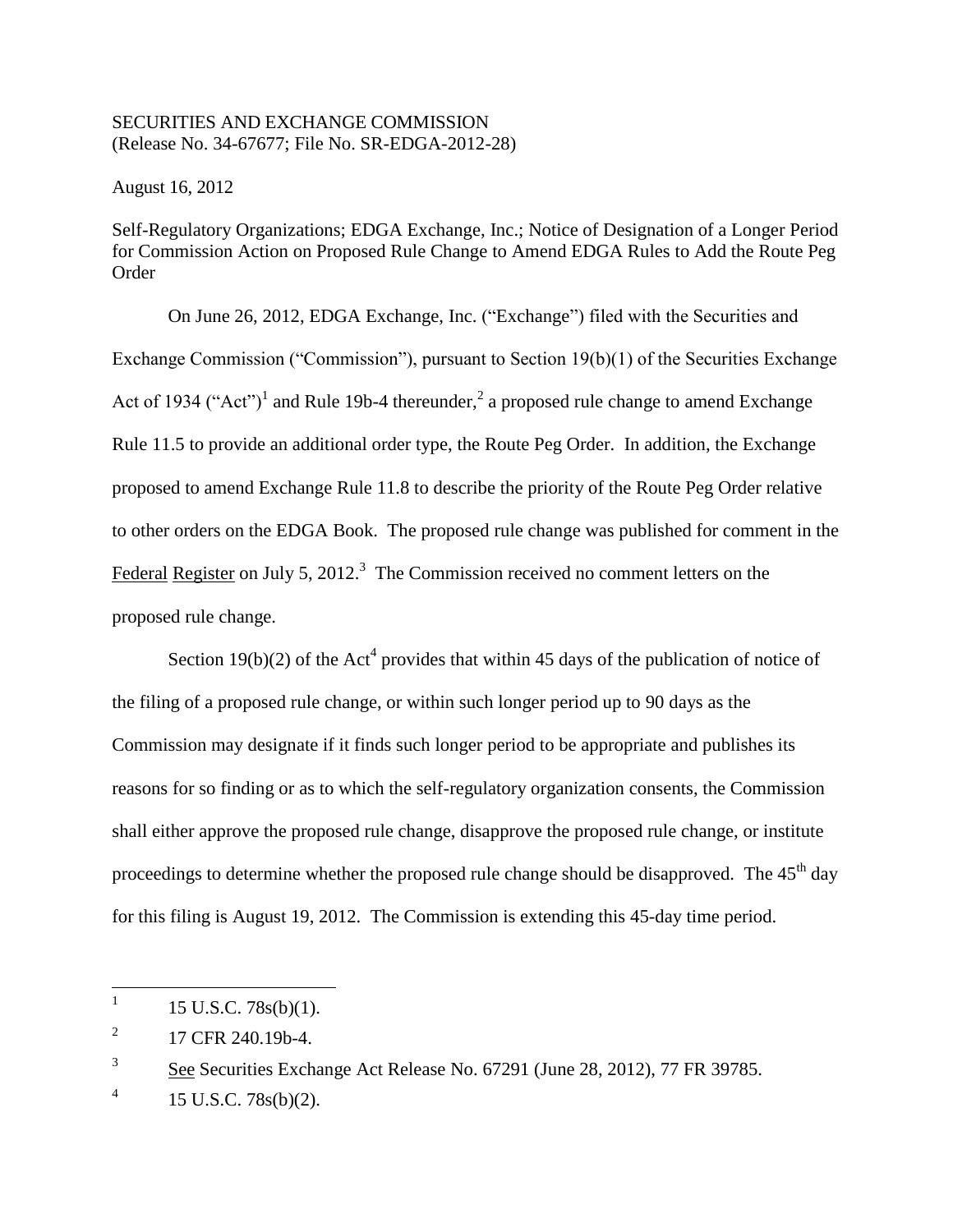SECURITIES AND EXCHANGE COMMISSION
(Release No. 34-67677; File No. SR-EDGA-2012-28)

August 16, 2012

Self-Regulatory Organizations; EDGA Exchange, Inc.; Notice of Designation of a Longer Period for Commission Action on Proposed Rule Change to Amend EDGA Rules to Add the Route Peg Order

On June 26, 2012, EDGA Exchange, Inc. ("Exchange") filed with the Securities and Exchange Commission ("Commission"), pursuant to Section 19(b)(1) of the Securities Exchange Act of 1934 ("Act")[1] and Rule 19b-4 thereunder,[2] a proposed rule change to amend Exchange Rule 11.5 to provide an additional order type, the Route Peg Order. In addition, the Exchange proposed to amend Exchange Rule 11.8 to describe the priority of the Route Peg Order relative to other orders on the EDGA Book. The proposed rule change was published for comment in the Federal Register on July 5, 2012.[3] The Commission received no comment letters on the proposed rule change.

Section 19(b)(2) of the Act[4] provides that within 45 days of the publication of notice of the filing of a proposed rule change, or within such longer period up to 90 days as the Commission may designate if it finds such longer period to be appropriate and publishes its reasons for so finding or as to which the self-regulatory organization consents, the Commission shall either approve the proposed rule change, disapprove the proposed rule change, or institute proceedings to determine whether the proposed rule change should be disapproved. The 45th day for this filing is August 19, 2012. The Commission is extending this 45-day time period.

---

1 15 U.S.C. 78s(b)(1).

2 17 CFR 240.19b-4.

3 See Securities Exchange Act Release No. 67291 (June 28, 2012), 77 FR 39785.

4 15 U.S.C. 78s(b)(2).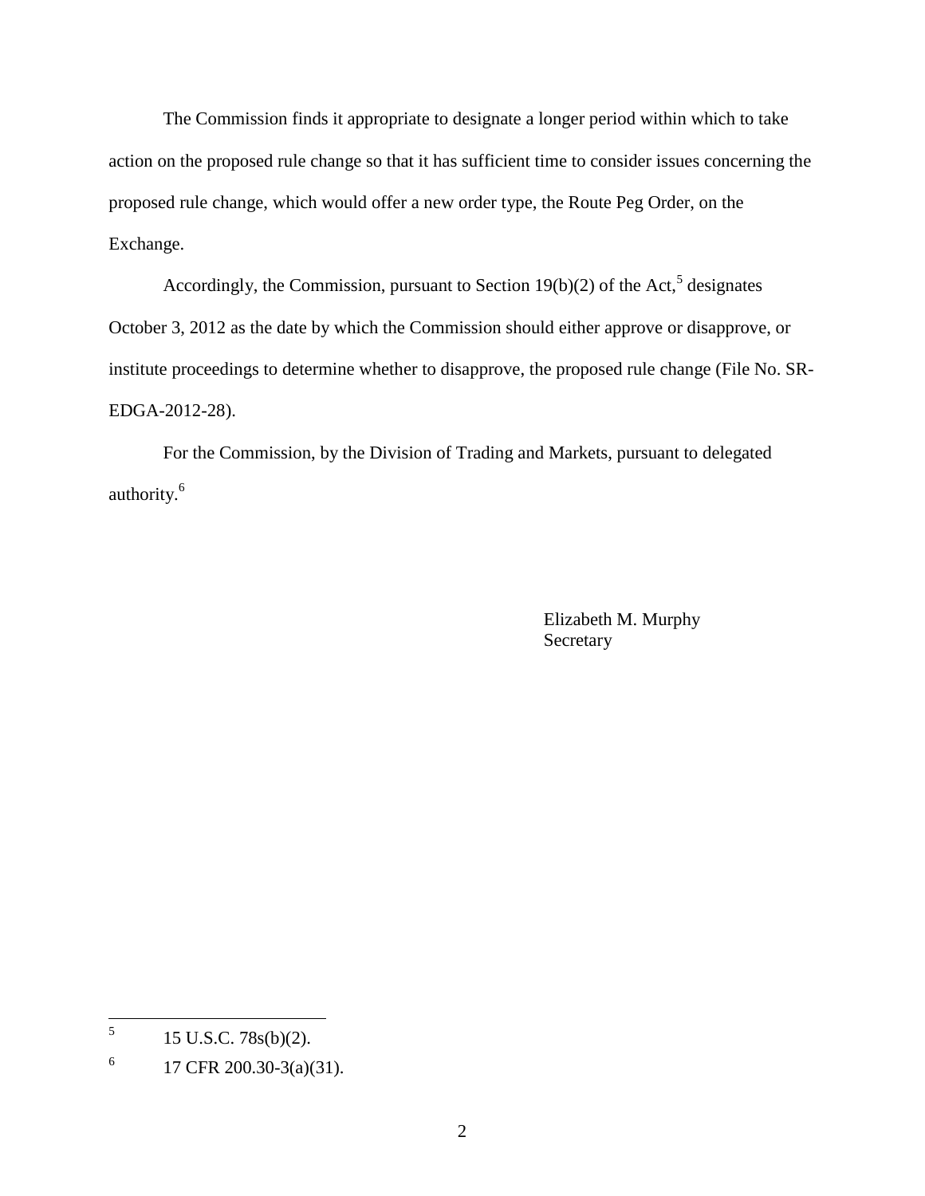The Commission finds it appropriate to designate a longer period within which to take action on the proposed rule change so that it has sufficient time to consider issues concerning the proposed rule change, which would offer a new order type, the Route Peg Order, on the Exchange.

Accordingly, the Commission, pursuant to Section 19(b)(2) of the Act,[5] designates October 3, 2012 as the date by which the Commission should either approve or disapprove, or institute proceedings to determine whether to disapprove, the proposed rule change (File No. SR-EDGA-2012-28).

For the Commission, by the Division of Trading and Markets, pursuant to delegated authority.[6]

Elizabeth M. Murphy
Secretary

---

[5] 15 U.S.C. 78s(b)(2).

[6] 17 CFR 200.30-3(a)(31).